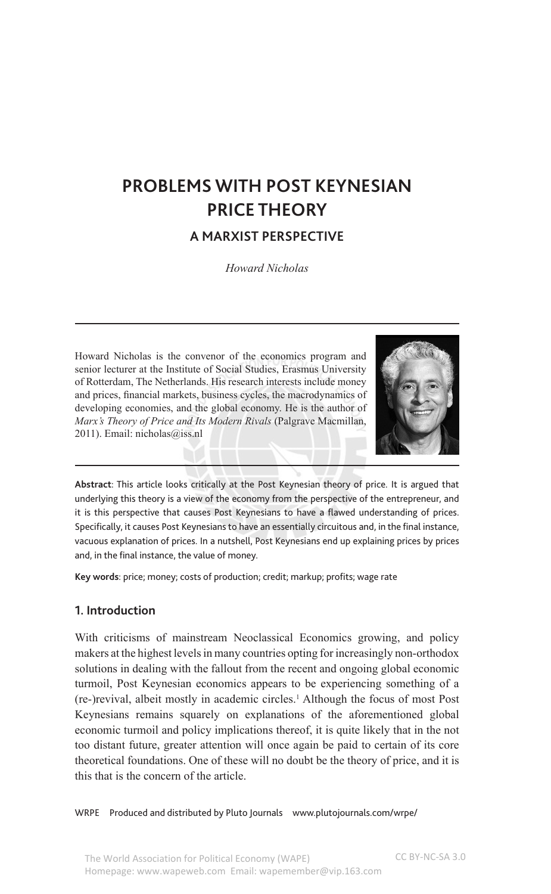# PROBLEMS WITH POST KEYNESIAN PRICE THEORY

## A MARXIST PERSPECTIVE

*Howard Nicholas*

Howard Nicholas is the convenor of the economics program and senior lecturer at the Institute of Social Studies, Erasmus University of Rotterdam, The Netherlands. His research interests include money and prices, financial markets, business cycles, the macrodynamics of developing economies, and the global economy. He is the author of *Marx's Theory of Price and Its Modern Rivals* (Palgrave Macmillan, 2011). Email: nicholas@iss.nl

**Abstract**: This article looks critically at the Post Keynesian theory of price. It is argued that underlying this theory is a view of the economy from the perspective of the entrepreneur, and it is this perspective that causes Post Keynesians to have a flawed understanding of prices. Specifically, it causes Post Keynesians to have an essentially circuitous and, in the final instance, vacuous explanation of prices. In a nutshell, Post Keynesians end up explaining prices by prices and, in the final instance, the value of money.

**Key words**: price; money; costs of production; credit; markup; profits; wage rate

### 1. Introduction

With criticisms of mainstream Neoclassical Economics growing, and policy makers at the highest levels in many countries opting for increasingly non-orthodox solutions in dealing with the fallout from the recent and ongoing global economic turmoil, Post Keynesian economics appears to be experiencing something of a (re-)revival, albeit mostly in academic circles.[1] Although the focus of most Post Keynesians remains squarely on explanations of the aforementioned global economic turmoil and policy implications thereof, it is quite likely that in the not too distant future, greater attention will once again be paid to certain of its core theoretical foundations. One of these will no doubt be the theory of price, and it is this that is the concern of the article.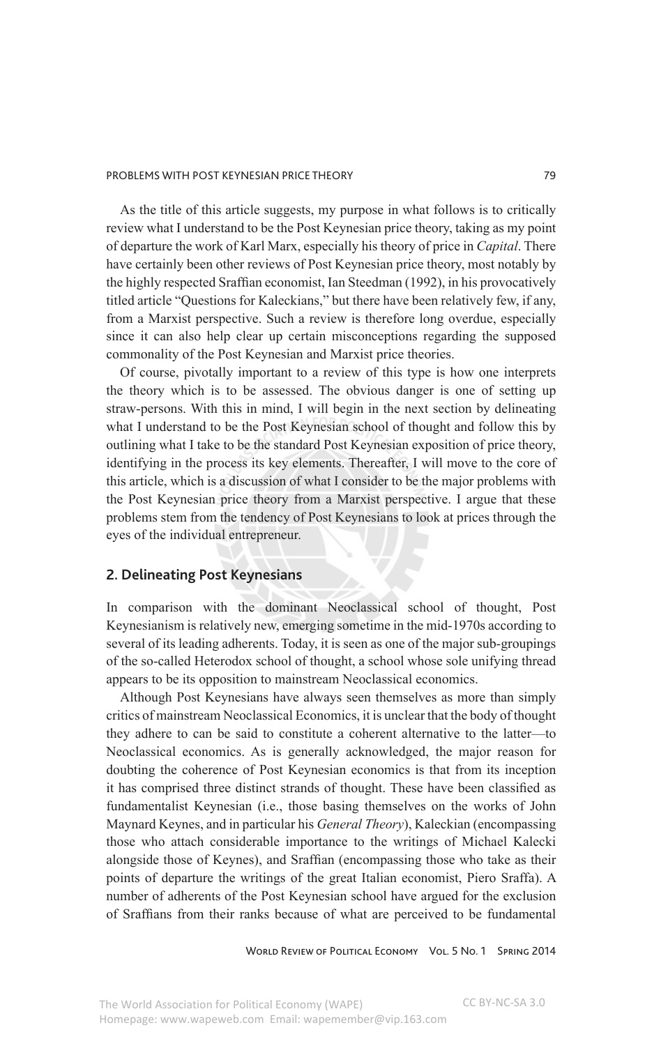As the title of this article suggests, my purpose in what follows is to critically review what I understand to be the Post Keynesian price theory, taking as my point of departure the work of Karl Marx, especially his theory of price in *Capital*. There have certainly been other reviews of Post Keynesian price theory, most notably by the highly respected Sraffian economist, Ian Steedman (1992), in his provocatively titled article "Questions for Kaleckians," but there have been relatively few, if any, from a Marxist perspective. Such a review is therefore long overdue, especially since it can also help clear up certain misconceptions regarding the supposed commonality of the Post Keynesian and Marxist price theories.

Of course, pivotally important to a review of this type is how one interprets the theory which is to be assessed. The obvious danger is one of setting up straw-persons. With this in mind, I will begin in the next section by delineating what I understand to be the Post Keynesian school of thought and follow this by outlining what I take to be the standard Post Keynesian exposition of price theory, identifying in the process its key elements. Thereafter, I will move to the core of this article, which is a discussion of what I consider to be the major problems with the Post Keynesian price theory from a Marxist perspective. I argue that these problems stem from the tendency of Post Keynesians to look at prices through the eyes of the individual entrepreneur.

## 2. Delineating Post Keynesians

In comparison with the dominant Neoclassical school of thought, Post Keynesianism is relatively new, emerging sometime in the mid-1970s according to several of its leading adherents. Today, it is seen as one of the major sub-groupings of the so-called Heterodox school of thought, a school whose sole unifying thread appears to be its opposition to mainstream Neoclassical economics.

Although Post Keynesians have always seen themselves as more than simply critics of mainstream Neoclassical Economics, it is unclear that the body of thought they adhere to can be said to constitute a coherent alternative to the latter—to Neoclassical economics. As is generally acknowledged, the major reason for doubting the coherence of Post Keynesian economics is that from its inception it has comprised three distinct strands of thought. These have been classified as fundamentalist Keynesian (i.e., those basing themselves on the works of John Maynard Keynes, and in particular his *General Theory*), Kaleckian (encompassing those who attach considerable importance to the writings of Michael Kalecki alongside those of Keynes), and Sraffian (encompassing those who take as their points of departure the writings of the great Italian economist, Piero Sraffa). A number of adherents of the Post Keynesian school have argued for the exclusion of Sraffians from their ranks because of what are perceived to be fundamental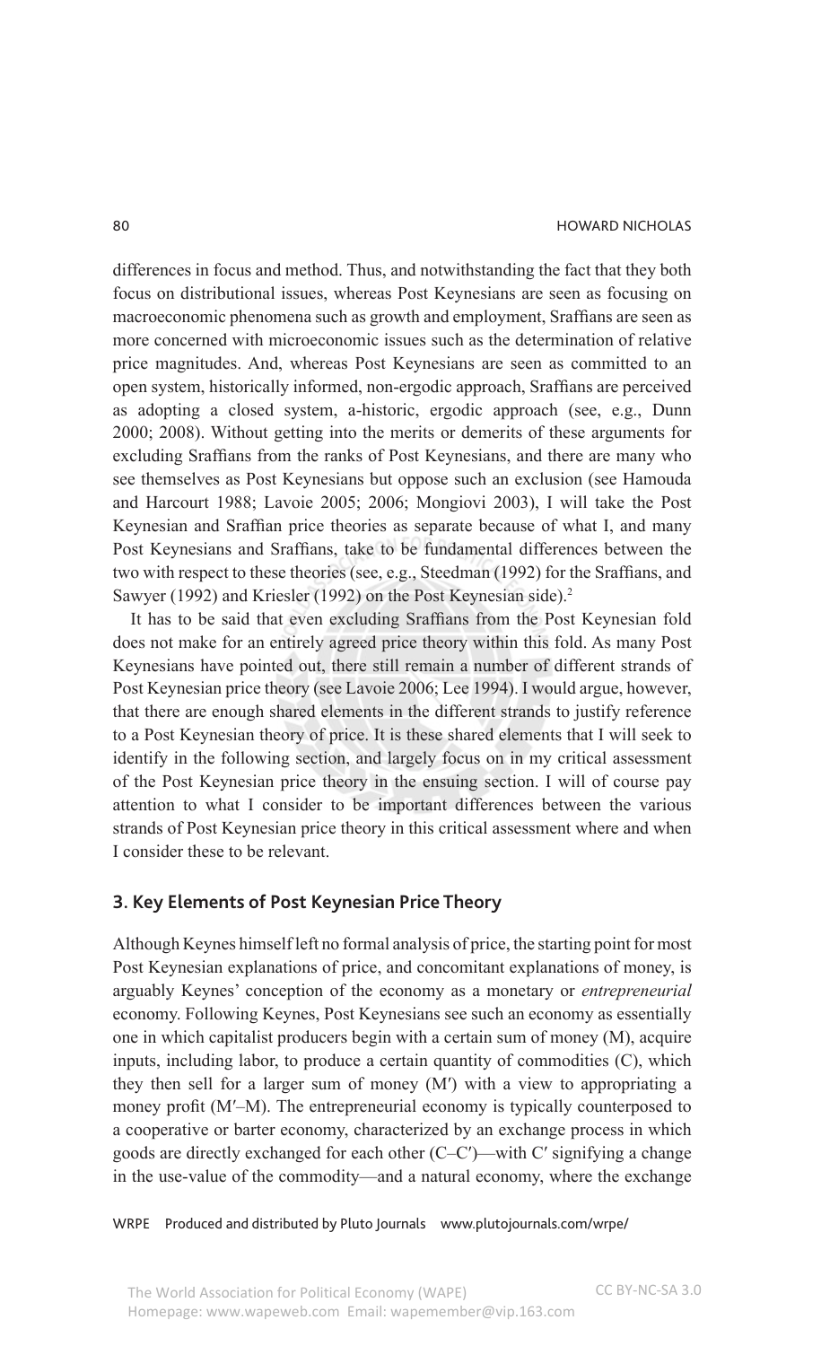differences in focus and method. Thus, and notwithstanding the fact that they both focus on distributional issues, whereas Post Keynesians are seen as focusing on macroeconomic phenomena such as growth and employment, Sraffians are seen as more concerned with microeconomic issues such as the determination of relative price magnitudes. And, whereas Post Keynesians are seen as committed to an open system, historically informed, non-ergodic approach, Sraffians are perceived as adopting a closed system, a-historic, ergodic approach (see, e.g., Dunn 2000; 2008). Without getting into the merits or demerits of these arguments for excluding Sraffians from the ranks of Post Keynesians, and there are many who see themselves as Post Keynesians but oppose such an exclusion (see Hamouda and Harcourt 1988; Lavoie 2005; 2006; Mongiovi 2003), I will take the Post Keynesian and Sraffian price theories as separate because of what I, and many Post Keynesians and Sraffians, take to be fundamental differences between the two with respect to these theories (see, e.g., Steedman (1992) for the Sraffians, and Sawyer (1992) and Kriesler (1992) on the Post Keynesian side).[2]

It has to be said that even excluding Sraffians from the Post Keynesian fold does not make for an entirely agreed price theory within this fold. As many Post Keynesians have pointed out, there still remain a number of different strands of Post Keynesian price theory (see Lavoie 2006; Lee 1994). I would argue, however, that there are enough shared elements in the different strands to justify reference to a Post Keynesian theory of price. It is these shared elements that I will seek to identify in the following section, and largely focus on in my critical assessment of the Post Keynesian price theory in the ensuing section. I will of course pay attention to what I consider to be important differences between the various strands of Post Keynesian price theory in this critical assessment where and when I consider these to be relevant.

## 3. Key Elements of Post Keynesian Price Theory

Although Keynes himself left no formal analysis of price, the starting point for most Post Keynesian explanations of price, and concomitant explanations of money, is arguably Keynes' conception of the economy as a monetary or *entrepreneurial* economy. Following Keynes, Post Keynesians see such an economy as essentially one in which capitalist producers begin with a certain sum of money (M), acquire inputs, including labor, to produce a certain quantity of commodities (C), which they then sell for a larger sum of money (M′) with a view to appropriating a money profit (M′–M). The entrepreneurial economy is typically counterposed to a cooperative or barter economy, characterized by an exchange process in which goods are directly exchanged for each other (C–C′)—with C′ signifying a change in the use-value of the commodity—and a natural economy, where the exchange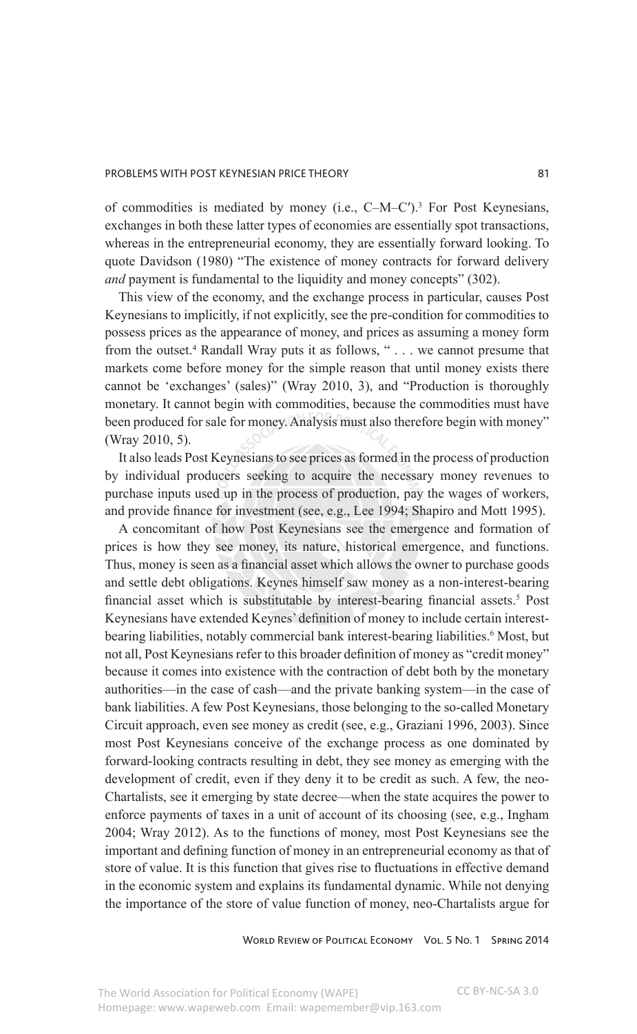of commodities is mediated by money (i.e., C–M–C′).[3] For Post Keynesians, exchanges in both these latter types of economies are essentially spot transactions, whereas in the entrepreneurial economy, they are essentially forward looking. To quote Davidson (1980) “The existence of money contracts for forward delivery *and* payment is fundamental to the liquidity and money concepts” (302).

This view of the economy, and the exchange process in particular, causes Post Keynesians to implicitly, if not explicitly, see the pre-condition for commodities to possess prices as the appearance of money, and prices as assuming a money form from the outset.[4] Randall Wray puts it as follows, “ . . . we cannot presume that markets come before money for the simple reason that until money exists there cannot be ‘exchanges’ (sales)” (Wray 2010, 3), and “Production is thoroughly monetary. It cannot begin with commodities, because the commodities must have been produced for sale for money. Analysis must also therefore begin with money” (Wray 2010, 5).

It also leads Post Keynesians to see prices as formed in the process of production by individual producers seeking to acquire the necessary money revenues to purchase inputs used up in the process of production, pay the wages of workers, and provide finance for investment (see, e.g., Lee 1994; Shapiro and Mott 1995).

A concomitant of how Post Keynesians see the emergence and formation of prices is how they see money, its nature, historical emergence, and functions. Thus, money is seen as a financial asset which allows the owner to purchase goods and settle debt obligations. Keynes himself saw money as a non-interest-bearing financial asset which is substitutable by interest-bearing financial assets.[5] Post Keynesians have extended Keynes’ definition of money to include certain interest-bearing liabilities, notably commercial bank interest-bearing liabilities.[6] Most, but not all, Post Keynesians refer to this broader definition of money as “credit money” because it comes into existence with the contraction of debt both by the monetary authorities—in the case of cash—and the private banking system—in the case of bank liabilities. A few Post Keynesians, those belonging to the so-called Monetary Circuit approach, even see money as credit (see, e.g., Graziani 1996, 2003). Since most Post Keynesians conceive of the exchange process as one dominated by forward-looking contracts resulting in debt, they see money as emerging with the development of credit, even if they deny it to be credit as such. A few, the neo-Chartalists, see it emerging by state decree—when the state acquires the power to enforce payments of taxes in a unit of account of its choosing (see, e.g., Ingham 2004; Wray 2012). As to the functions of money, most Post Keynesians see the important and defining function of money in an entrepreneurial economy as that of store of value. It is this function that gives rise to fluctuations in effective demand in the economic system and explains its fundamental dynamic. While not denying the importance of the store of value function of money, neo-Chartalists argue for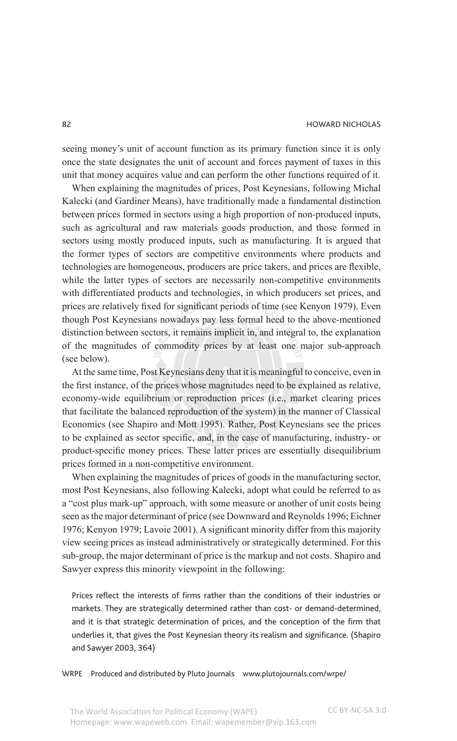seeing money's unit of account function as its primary function since it is only once the state designates the unit of account and forces payment of taxes in this unit that money acquires value and can perform the other functions required of it.

When explaining the magnitudes of prices, Post Keynesians, following Michal Kalecki (and Gardiner Means), have traditionally made a fundamental distinction between prices formed in sectors using a high proportion of non-produced inputs, such as agricultural and raw materials goods production, and those formed in sectors using mostly produced inputs, such as manufacturing. It is argued that the former types of sectors are competitive environments where products and technologies are homogeneous, producers are price takers, and prices are flexible, while the latter types of sectors are necessarily non-competitive environments with differentiated products and technologies, in which producers set prices, and prices are relatively fixed for significant periods of time (see Kenyon 1979). Even though Post Keynesians nowadays pay less formal heed to the above-mentioned distinction between sectors, it remains implicit in, and integral to, the explanation of the magnitudes of commodity prices by at least one major sub-approach (see below).

At the same time, Post Keynesians deny that it is meaningful to conceive, even in the first instance, of the prices whose magnitudes need to be explained as relative, economy-wide equilibrium or reproduction prices (i.e., market clearing prices that facilitate the balanced reproduction of the system) in the manner of Classical Economics (see Shapiro and Mott 1995). Rather, Post Keynesians see the prices to be explained as sector specific, and, in the case of manufacturing, industry- or product-specific money prices. These latter prices are essentially disequilibrium prices formed in a non-competitive environment.

When explaining the magnitudes of prices of goods in the manufacturing sector, most Post Keynesians, also following Kalecki, adopt what could be referred to as a "cost plus mark-up" approach, with some measure or another of unit costs being seen as the major determinant of price (see Downward and Reynolds 1996; Eichner 1976; Kenyon 1979; Lavoie 2001). A significant minority differ from this majority view seeing prices as instead administratively or strategically determined. For this sub-group, the major determinant of price is the markup and not costs. Shapiro and Sawyer express this minority viewpoint in the following:

> Prices reflect the interests of firms rather than the conditions of their industries or markets. They are strategically determined rather than cost- or demand-determined, and it is that strategic determination of prices, and the conception of the firm that underlies it, that gives the Post Keynesian theory its realism and significance. (Shapiro and Sawyer 2003, 364)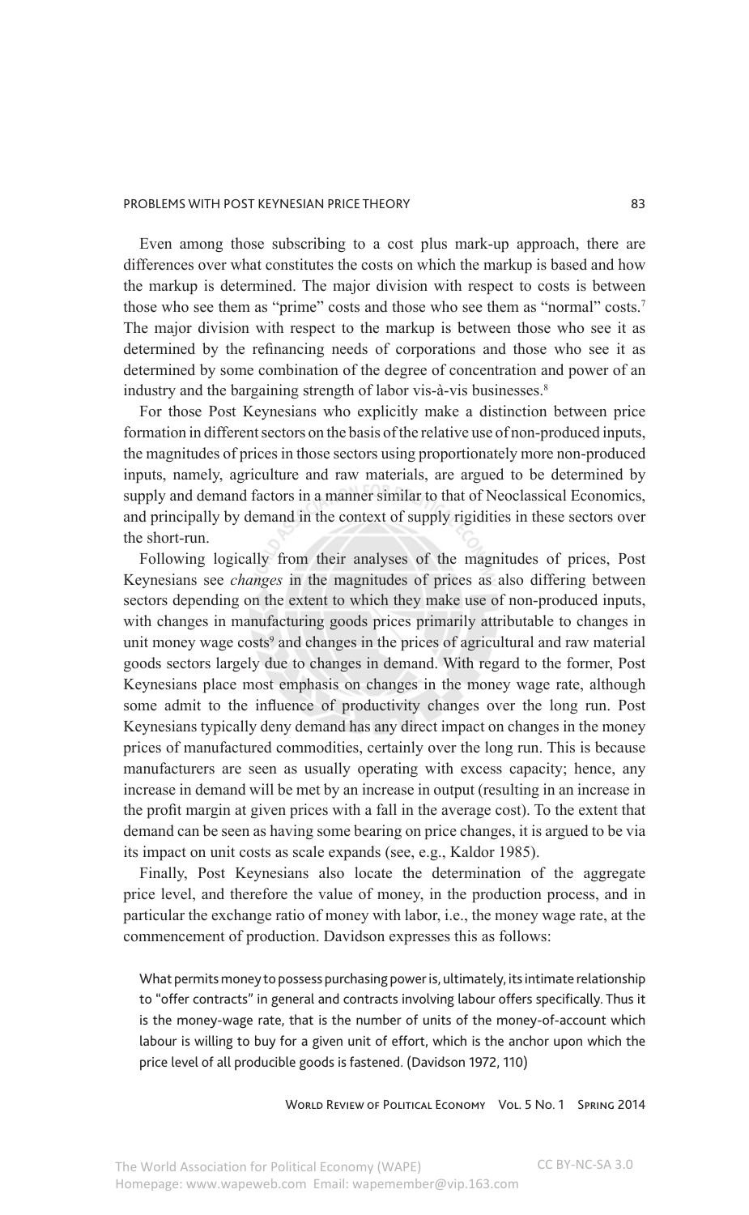Even among those subscribing to a cost plus mark-up approach, there are differences over what constitutes the costs on which the markup is based and how the markup is determined. The major division with respect to costs is between those who see them as "prime" costs and those who see them as "normal" costs.[7] The major division with respect to the markup is between those who see it as determined by the refinancing needs of corporations and those who see it as determined by some combination of the degree of concentration and power of an industry and the bargaining strength of labor vis-à-vis businesses.[8]

For those Post Keynesians who explicitly make a distinction between price formation in different sectors on the basis of the relative use of non-produced inputs, the magnitudes of prices in those sectors using proportionately more non-produced inputs, namely, agriculture and raw materials, are argued to be determined by supply and demand factors in a manner similar to that of Neoclassical Economics, and principally by demand in the context of supply rigidities in these sectors over the short-run.

Following logically from their analyses of the magnitudes of prices, Post Keynesians see *changes* in the magnitudes of prices as also differing between sectors depending on the extent to which they make use of non-produced inputs, with changes in manufacturing goods prices primarily attributable to changes in unit money wage costs[9] and changes in the prices of agricultural and raw material goods sectors largely due to changes in demand. With regard to the former, Post Keynesians place most emphasis on changes in the money wage rate, although some admit to the influence of productivity changes over the long run. Post Keynesians typically deny demand has any direct impact on changes in the money prices of manufactured commodities, certainly over the long run. This is because manufacturers are seen as usually operating with excess capacity; hence, any increase in demand will be met by an increase in output (resulting in an increase in the profit margin at given prices with a fall in the average cost). To the extent that demand can be seen as having some bearing on price changes, it is argued to be via its impact on unit costs as scale expands (see, e.g., Kaldor 1985).

Finally, Post Keynesians also locate the determination of the aggregate price level, and therefore the value of money, in the production process, and in particular the exchange ratio of money with labor, i.e., the money wage rate, at the commencement of production. Davidson expresses this as follows:

> What permits money to possess purchasing power is, ultimately, its intimate relationship to "offer contracts" in general and contracts involving labour offers specifically. Thus it is the money-wage rate, that is the number of units of the money-of-account which labour is willing to buy for a given unit of effort, which is the anchor upon which the price level of all producible goods is fastened. (Davidson 1972, 110)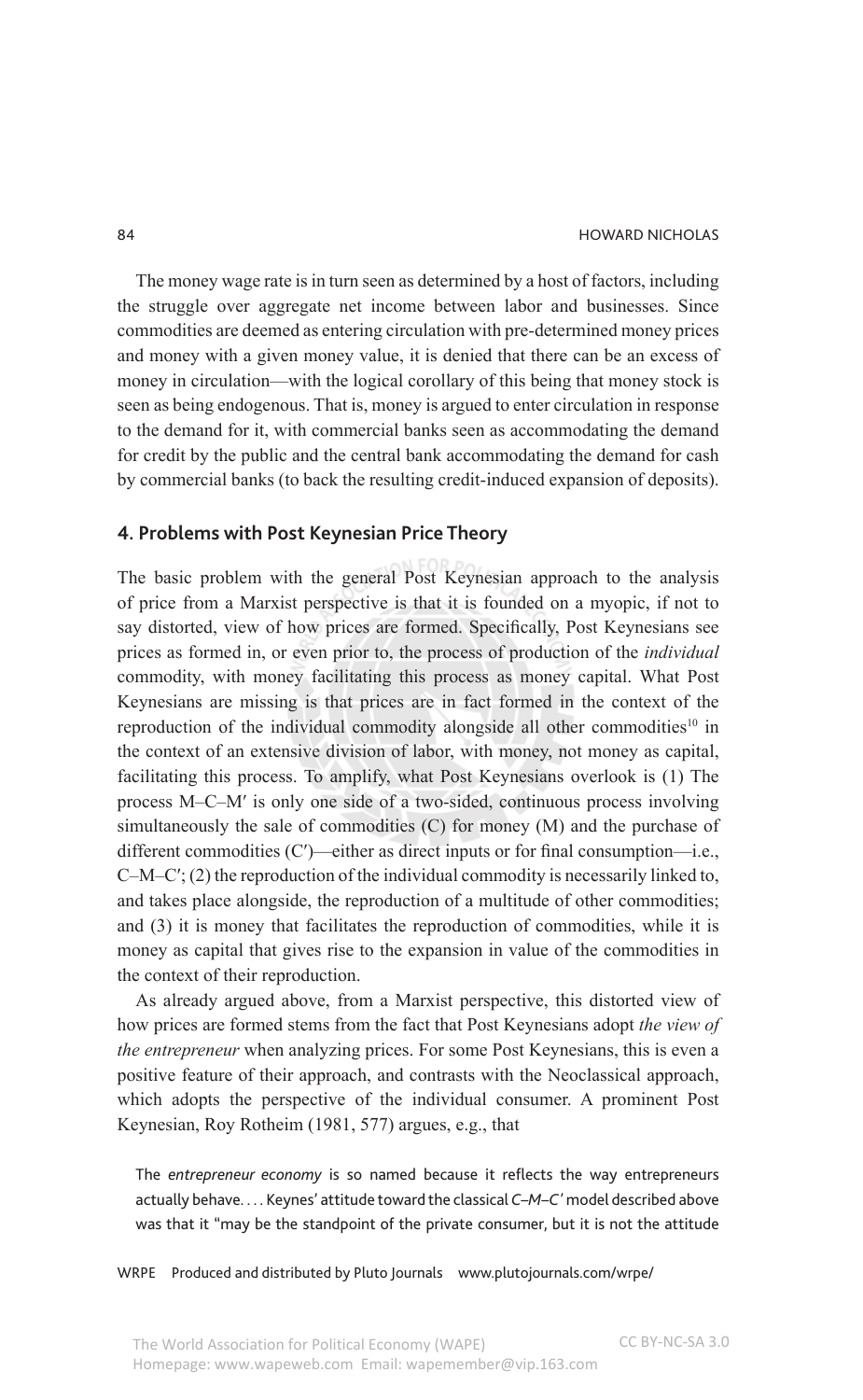The money wage rate is in turn seen as determined by a host of factors, including the struggle over aggregate net income between labor and businesses. Since commodities are deemed as entering circulation with pre-determined money prices and money with a given money value, it is denied that there can be an excess of money in circulation—with the logical corollary of this being that money stock is seen as being endogenous. That is, money is argued to enter circulation in response to the demand for it, with commercial banks seen as accommodating the demand for credit by the public and the central bank accommodating the demand for cash by commercial banks (to back the resulting credit-induced expansion of deposits).

## 4. Problems with Post Keynesian Price Theory

The basic problem with the general Post Keynesian approach to the analysis of price from a Marxist perspective is that it is founded on a myopic, if not to say distorted, view of how prices are formed. Specifically, Post Keynesians see prices as formed in, or even prior to, the process of production of the *individual* commodity, with money facilitating this process as money capital. What Post Keynesians are missing is that prices are in fact formed in the context of the reproduction of the individual commodity alongside all other commodities[10] in the context of an extensive division of labor, with money, not money as capital, facilitating this process. To amplify, what Post Keynesians overlook is (1) The process M–C–M′ is only one side of a two-sided, continuous process involving simultaneously the sale of commodities (C) for money (M) and the purchase of different commodities (C′)—either as direct inputs or for final consumption—i.e., C–M–C′; (2) the reproduction of the individual commodity is necessarily linked to, and takes place alongside, the reproduction of a multitude of other commodities; and (3) it is money that facilitates the reproduction of commodities, while it is money as capital that gives rise to the expansion in value of the commodities in the context of their reproduction.

As already argued above, from a Marxist perspective, this distorted view of how prices are formed stems from the fact that Post Keynesians adopt *the view of the entrepreneur* when analyzing prices. For some Post Keynesians, this is even a positive feature of their approach, and contrasts with the Neoclassical approach, which adopts the perspective of the individual consumer. A prominent Post Keynesian, Roy Rotheim (1981, 577) argues, e.g., that

> The *entrepreneur economy* is so named because it reflects the way entrepreneurs actually behave. . . . Keynes' attitude toward the classical *C–M–C′* model described above was that it "may be the standpoint of the private consumer, but it is not the attitude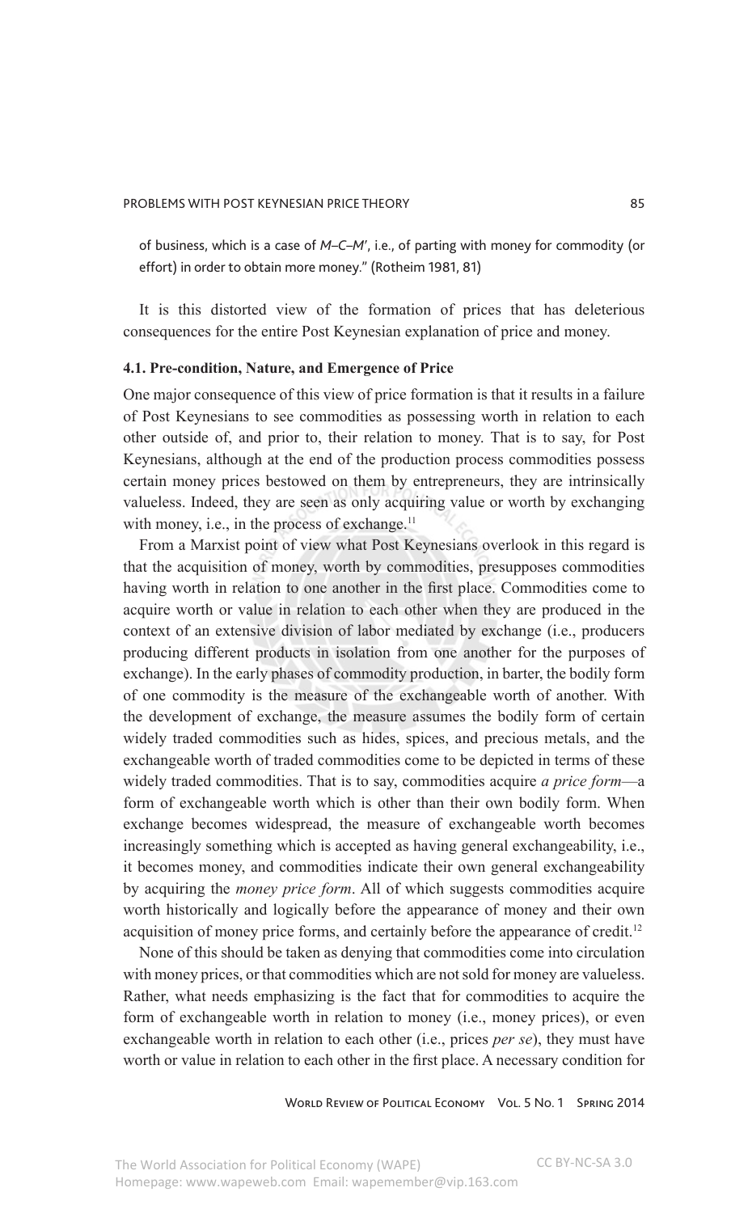of business, which is a case of *M–C–M′*, i.e., of parting with money for commodity (or effort) in order to obtain more money." (Rotheim 1981, 81)

It is this distorted view of the formation of prices that has deleterious consequences for the entire Post Keynesian explanation of price and money.

### 4.1. Pre-condition, Nature, and Emergence of Price

One major consequence of this view of price formation is that it results in a failure of Post Keynesians to see commodities as possessing worth in relation to each other outside of, and prior to, their relation to money. That is to say, for Post Keynesians, although at the end of the production process commodities possess certain money prices bestowed on them by entrepreneurs, they are intrinsically valueless. Indeed, they are seen as only acquiring value or worth by exchanging with money, i.e., in the process of exchange.[11]

From a Marxist point of view what Post Keynesians overlook in this regard is that the acquisition of money, worth by commodities, presupposes commodities having worth in relation to one another in the first place. Commodities come to acquire worth or value in relation to each other when they are produced in the context of an extensive division of labor mediated by exchange (i.e., producers producing different products in isolation from one another for the purposes of exchange). In the early phases of commodity production, in barter, the bodily form of one commodity is the measure of the exchangeable worth of another. With the development of exchange, the measure assumes the bodily form of certain widely traded commodities such as hides, spices, and precious metals, and the exchangeable worth of traded commodities come to be depicted in terms of these widely traded commodities. That is to say, commodities acquire *a price form*—a form of exchangeable worth which is other than their own bodily form. When exchange becomes widespread, the measure of exchangeable worth becomes increasingly something which is accepted as having general exchangeability, i.e., it becomes money, and commodities indicate their own general exchangeability by acquiring the *money price form*. All of which suggests commodities acquire worth historically and logically before the appearance of money and their own acquisition of money price forms, and certainly before the appearance of credit.[12]

None of this should be taken as denying that commodities come into circulation with money prices, or that commodities which are not sold for money are valueless. Rather, what needs emphasizing is the fact that for commodities to acquire the form of exchangeable worth in relation to money (i.e., money prices), or even exchangeable worth in relation to each other (i.e., prices *per se*), they must have worth or value in relation to each other in the first place. A necessary condition for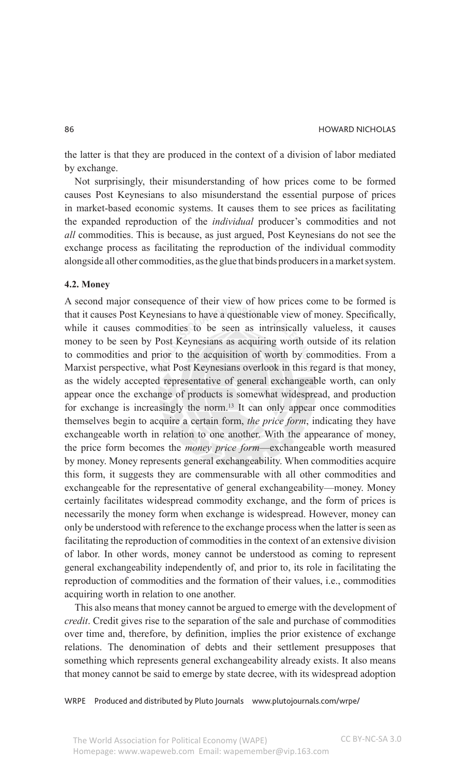the latter is that they are produced in the context of a division of labor mediated by exchange.

Not surprisingly, their misunderstanding of how prices come to be formed causes Post Keynesians to also misunderstand the essential purpose of prices in market-based economic systems. It causes them to see prices as facilitating the expanded reproduction of the *individual* producer's commodities and not *all* commodities. This is because, as just argued, Post Keynesians do not see the exchange process as facilitating the reproduction of the individual commodity alongside all other commodities, as the glue that binds producers in a market system.

### 4.2. Money

A second major consequence of their view of how prices come to be formed is that it causes Post Keynesians to have a questionable view of money. Specifically, while it causes commodities to be seen as intrinsically valueless, it causes money to be seen by Post Keynesians as acquiring worth outside of its relation to commodities and prior to the acquisition of worth by commodities. From a Marxist perspective, what Post Keynesians overlook in this regard is that money, as the widely accepted representative of general exchangeable worth, can only appear once the exchange of products is somewhat widespread, and production for exchange is increasingly the norm.[13] It can only appear once commodities themselves begin to acquire a certain form, *the price form*, indicating they have exchangeable worth in relation to one another. With the appearance of money, the price form becomes the *money price form*—exchangeable worth measured by money. Money represents general exchangeability. When commodities acquire this form, it suggests they are commensurable with all other commodities and exchangeable for the representative of general exchangeability—money. Money certainly facilitates widespread commodity exchange, and the form of prices is necessarily the money form when exchange is widespread. However, money can only be understood with reference to the exchange process when the latter is seen as facilitating the reproduction of commodities in the context of an extensive division of labor. In other words, money cannot be understood as coming to represent general exchangeability independently of, and prior to, its role in facilitating the reproduction of commodities and the formation of their values, i.e., commodities acquiring worth in relation to one another.

This also means that money cannot be argued to emerge with the development of *credit*. Credit gives rise to the separation of the sale and purchase of commodities over time and, therefore, by definition, implies the prior existence of exchange relations. The denomination of debts and their settlement presupposes that something which represents general exchangeability already exists. It also means that money cannot be said to emerge by state decree, with its widespread adoption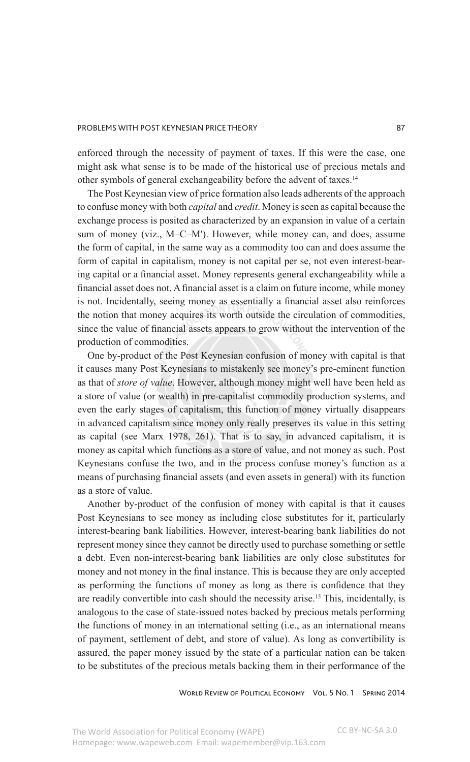enforced through the necessity of payment of taxes. If this were the case, one might ask what sense is to be made of the historical use of precious metals and other symbols of general exchangeability before the advent of taxes.[14]

The Post Keynesian view of price formation also leads adherents of the approach to confuse money with both *capital* and *credit*. Money is seen as capital because the exchange process is posited as characterized by an expansion in value of a certain sum of money (viz., M–C–M′). However, while money can, and does, assume the form of capital, in the same way as a commodity too can and does assume the form of capital in capitalism, money is not capital per se, not even interest-bearing capital or a financial asset. Money represents general exchangeability while a financial asset does not. A financial asset is a claim on future income, while money is not. Incidentally, seeing money as essentially a financial asset also reinforces the notion that money acquires its worth outside the circulation of commodities, since the value of financial assets appears to grow without the intervention of the production of commodities.

One by-product of the Post Keynesian confusion of money with capital is that it causes many Post Keynesians to mistakenly see money's pre-eminent function as that of *store of value*. However, although money might well have been held as a store of value (or wealth) in pre-capitalist commodity production systems, and even the early stages of capitalism, this function of money virtually disappears in advanced capitalism since money only really preserves its value in this setting as capital (see Marx 1978, 261). That is to say, in advanced capitalism, it is money as capital which functions as a store of value, and not money as such. Post Keynesians confuse the two, and in the process confuse money's function as a means of purchasing financial assets (and even assets in general) with its function as a store of value.

Another by-product of the confusion of money with capital is that it causes Post Keynesians to see money as including close substitutes for it, particularly interest-bearing bank liabilities. However, interest-bearing bank liabilities do not represent money since they cannot be directly used to purchase something or settle a debt. Even non-interest-bearing bank liabilities are only close substitutes for money and not money in the final instance. This is because they are only accepted as performing the functions of money as long as there is confidence that they are readily convertible into cash should the necessity arise.[15] This, incidentally, is analogous to the case of state-issued notes backed by precious metals performing the functions of money in an international setting (i.e., as an international means of payment, settlement of debt, and store of value). As long as convertibility is assured, the paper money issued by the state of a particular nation can be taken to be substitutes of the precious metals backing them in their performance of the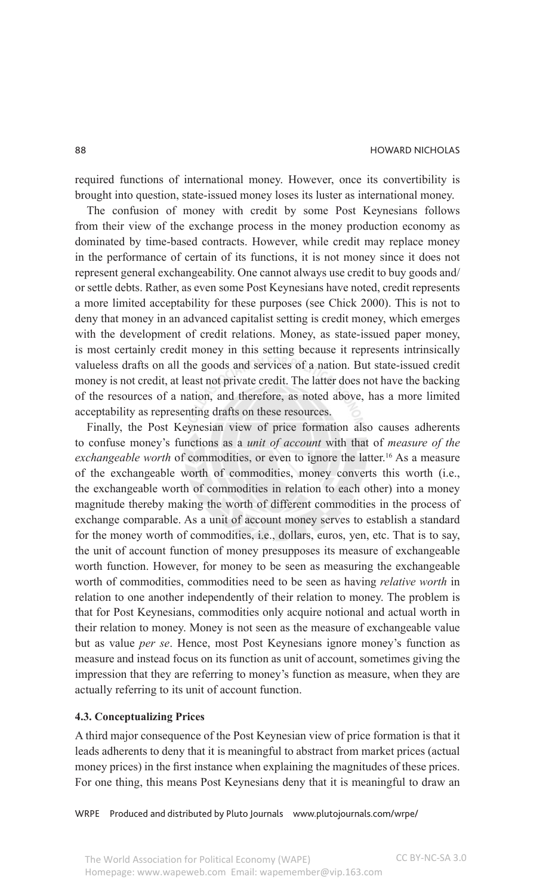required functions of international money. However, once its convertibility is brought into question, state-issued money loses its luster as international money.

The confusion of money with credit by some Post Keynesians follows from their view of the exchange process in the money production economy as dominated by time-based contracts. However, while credit may replace money in the performance of certain of its functions, it is not money since it does not represent general exchangeability. One cannot always use credit to buy goods and/or settle debts. Rather, as even some Post Keynesians have noted, credit represents a more limited acceptability for these purposes (see Chick 2000). This is not to deny that money in an advanced capitalist setting is credit money, which emerges with the development of credit relations. Money, as state-issued paper money, is most certainly credit money in this setting because it represents intrinsically valueless drafts on all the goods and services of a nation. But state-issued credit money is not credit, at least not private credit. The latter does not have the backing of the resources of a nation, and therefore, as noted above, has a more limited acceptability as representing drafts on these resources.

Finally, the Post Keynesian view of price formation also causes adherents to confuse money's functions as a *unit of account* with that of *measure of the exchangeable worth* of commodities, or even to ignore the latter.[16] As a measure of the exchangeable worth of commodities, money converts this worth (i.e., the exchangeable worth of commodities in relation to each other) into a money magnitude thereby making the worth of different commodities in the process of exchange comparable. As a unit of account money serves to establish a standard for the money worth of commodities, i.e., dollars, euros, yen, etc. That is to say, the unit of account function of money presupposes its measure of exchangeable worth function. However, for money to be seen as measuring the exchangeable worth of commodities, commodities need to be seen as having *relative worth* in relation to one another independently of their relation to money. The problem is that for Post Keynesians, commodities only acquire notional and actual worth in their relation to money. Money is not seen as the measure of exchangeable value but as value *per se*. Hence, most Post Keynesians ignore money's function as measure and instead focus on its function as unit of account, sometimes giving the impression that they are referring to money's function as measure, when they are actually referring to its unit of account function.

### 4.3. Conceptualizing Prices

A third major consequence of the Post Keynesian view of price formation is that it leads adherents to deny that it is meaningful to abstract from market prices (actual money prices) in the first instance when explaining the magnitudes of these prices. For one thing, this means Post Keynesians deny that it is meaningful to draw an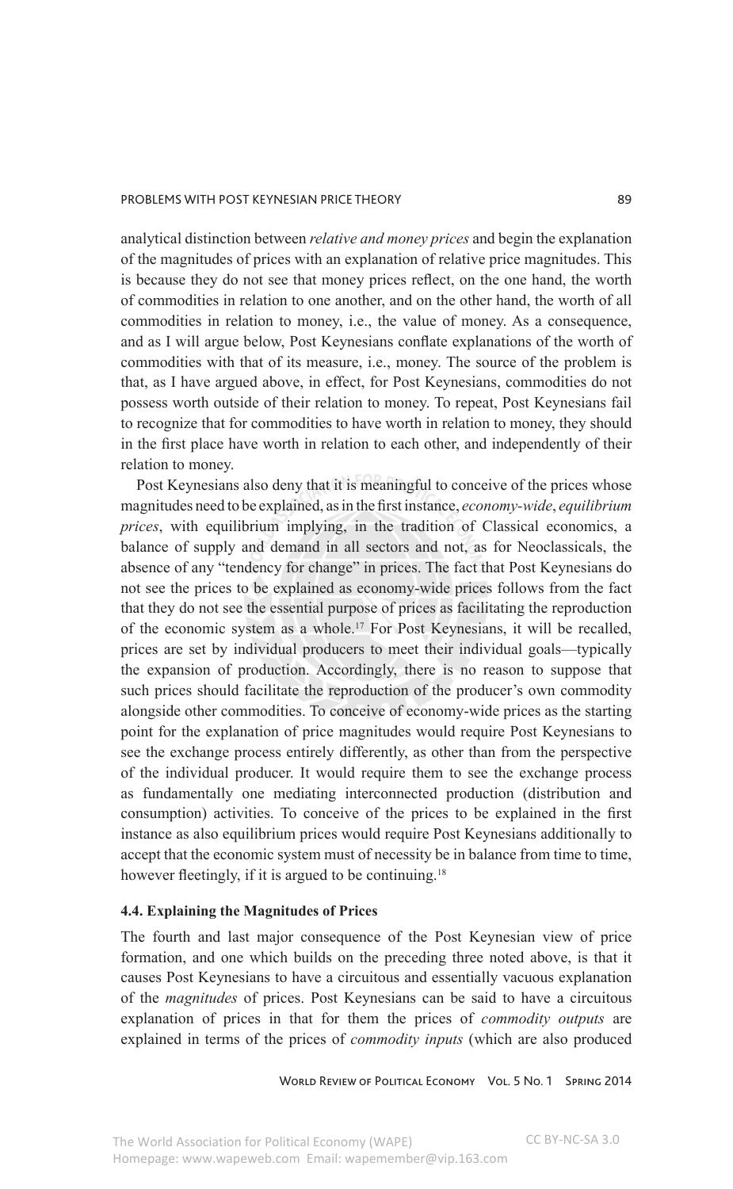analytical distinction between *relative and money prices* and begin the explanation of the magnitudes of prices with an explanation of relative price magnitudes. This is because they do not see that money prices reflect, on the one hand, the worth of commodities in relation to one another, and on the other hand, the worth of all commodities in relation to money, i.e., the value of money. As a consequence, and as I will argue below, Post Keynesians conflate explanations of the worth of commodities with that of its measure, i.e., money. The source of the problem is that, as I have argued above, in effect, for Post Keynesians, commodities do not possess worth outside of their relation to money. To repeat, Post Keynesians fail to recognize that for commodities to have worth in relation to money, they should in the first place have worth in relation to each other, and independently of their relation to money.

Post Keynesians also deny that it is meaningful to conceive of the prices whose magnitudes need to be explained, as in the first instance, *economy-wide*, *equilibrium prices*, with equilibrium implying, in the tradition of Classical economics, a balance of supply and demand in all sectors and not, as for Neoclassicals, the absence of any "tendency for change" in prices. The fact that Post Keynesians do not see the prices to be explained as economy-wide prices follows from the fact that they do not see the essential purpose of prices as facilitating the reproduction of the economic system as a whole.[17] For Post Keynesians, it will be recalled, prices are set by individual producers to meet their individual goals—typically the expansion of production. Accordingly, there is no reason to suppose that such prices should facilitate the reproduction of the producer's own commodity alongside other commodities. To conceive of economy-wide prices as the starting point for the explanation of price magnitudes would require Post Keynesians to see the exchange process entirely differently, as other than from the perspective of the individual producer. It would require them to see the exchange process as fundamentally one mediating interconnected production (distribution and consumption) activities. To conceive of the prices to be explained in the first instance as also equilibrium prices would require Post Keynesians additionally to accept that the economic system must of necessity be in balance from time to time, however fleetingly, if it is argued to be continuing.[18]

### 4.4. Explaining the Magnitudes of Prices

The fourth and last major consequence of the Post Keynesian view of price formation, and one which builds on the preceding three noted above, is that it causes Post Keynesians to have a circuitous and essentially vacuous explanation of the *magnitudes* of prices. Post Keynesians can be said to have a circuitous explanation of prices in that for them the prices of *commodity outputs* are explained in terms of the prices of *commodity inputs* (which are also produced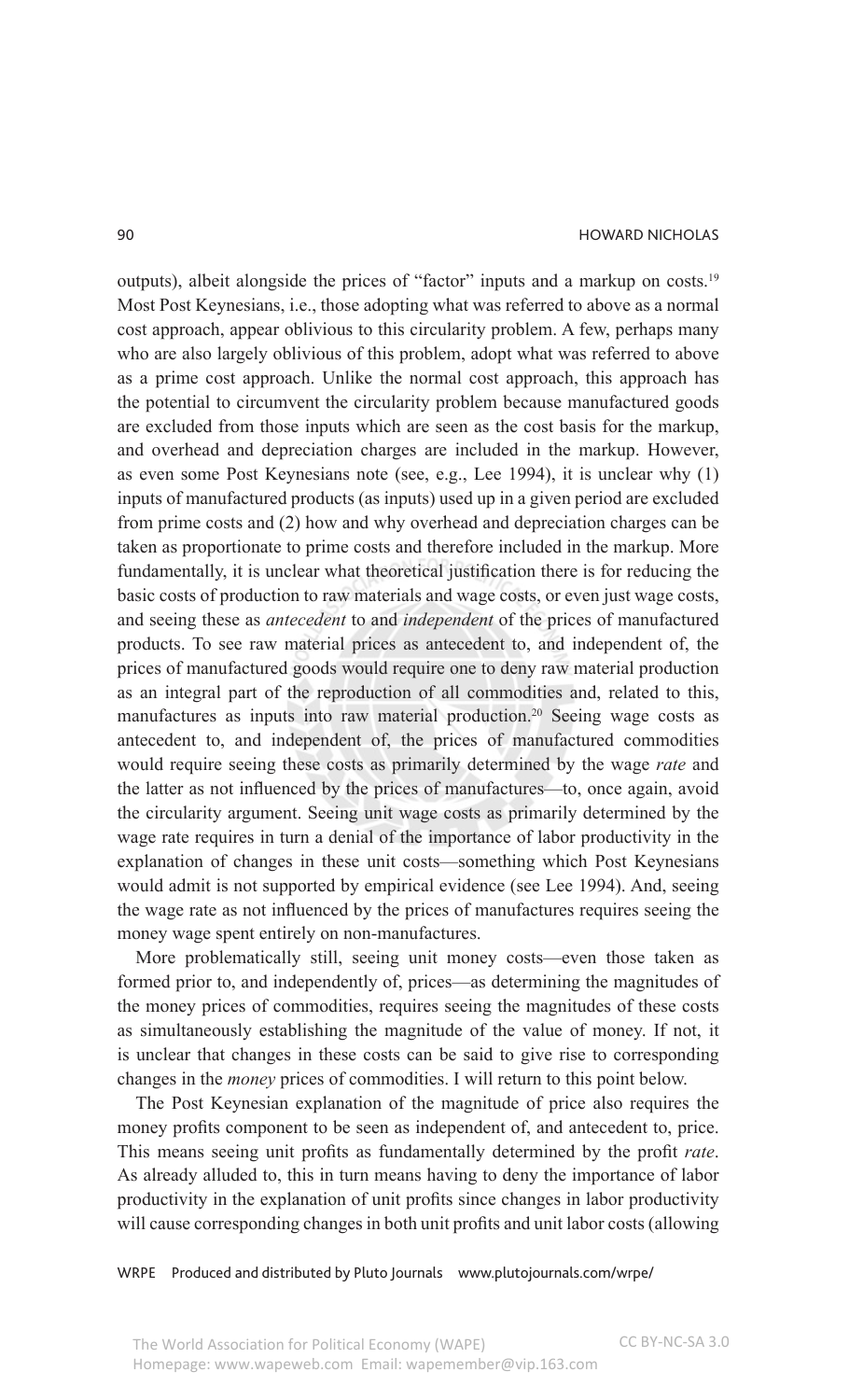outputs), albeit alongside the prices of "factor" inputs and a markup on costs.[19] Most Post Keynesians, i.e., those adopting what was referred to above as a normal cost approach, appear oblivious to this circularity problem. A few, perhaps many who are also largely oblivious of this problem, adopt what was referred to above as a prime cost approach. Unlike the normal cost approach, this approach has the potential to circumvent the circularity problem because manufactured goods are excluded from those inputs which are seen as the cost basis for the markup, and overhead and depreciation charges are included in the markup. However, as even some Post Keynesians note (see, e.g., Lee 1994), it is unclear why (1) inputs of manufactured products (as inputs) used up in a given period are excluded from prime costs and (2) how and why overhead and depreciation charges can be taken as proportionate to prime costs and therefore included in the markup. More fundamentally, it is unclear what theoretical justification there is for reducing the basic costs of production to raw materials and wage costs, or even just wage costs, and seeing these as *antecedent* to and *independent* of the prices of manufactured products. To see raw material prices as antecedent to, and independent of, the prices of manufactured goods would require one to deny raw material production as an integral part of the reproduction of all commodities and, related to this, manufactures as inputs into raw material production.[20] Seeing wage costs as antecedent to, and independent of, the prices of manufactured commodities would require seeing these costs as primarily determined by the wage *rate* and the latter as not influenced by the prices of manufactures—to, once again, avoid the circularity argument. Seeing unit wage costs as primarily determined by the wage rate requires in turn a denial of the importance of labor productivity in the explanation of changes in these unit costs—something which Post Keynesians would admit is not supported by empirical evidence (see Lee 1994). And, seeing the wage rate as not influenced by the prices of manufactures requires seeing the money wage spent entirely on non-manufactures.

More problematically still, seeing unit money costs—even those taken as formed prior to, and independently of, prices—as determining the magnitudes of the money prices of commodities, requires seeing the magnitudes of these costs as simultaneously establishing the magnitude of the value of money. If not, it is unclear that changes in these costs can be said to give rise to corresponding changes in the *money* prices of commodities. I will return to this point below.

The Post Keynesian explanation of the magnitude of price also requires the money profits component to be seen as independent of, and antecedent to, price. This means seeing unit profits as fundamentally determined by the profit *rate*. As already alluded to, this in turn means having to deny the importance of labor productivity in the explanation of unit profits since changes in labor productivity will cause corresponding changes in both unit profits and unit labor costs (allowing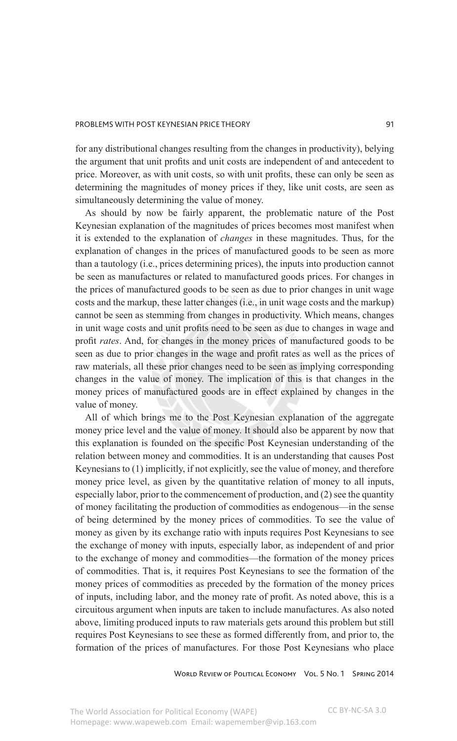for any distributional changes resulting from the changes in productivity), belying the argument that unit profits and unit costs are independent of and antecedent to price. Moreover, as with unit costs, so with unit profits, these can only be seen as determining the magnitudes of money prices if they, like unit costs, are seen as simultaneously determining the value of money.

As should by now be fairly apparent, the problematic nature of the Post Keynesian explanation of the magnitudes of prices becomes most manifest when it is extended to the explanation of *changes* in these magnitudes. Thus, for the explanation of changes in the prices of manufactured goods to be seen as more than a tautology (i.e., prices determining prices), the inputs into production cannot be seen as manufactures or related to manufactured goods prices. For changes in the prices of manufactured goods to be seen as due to prior changes in unit wage costs and the markup, these latter changes (i.e., in unit wage costs and the markup) cannot be seen as stemming from changes in productivity. Which means, changes in unit wage costs and unit profits need to be seen as due to changes in wage and profit *rates*. And, for changes in the money prices of manufactured goods to be seen as due to prior changes in the wage and profit rates as well as the prices of raw materials, all these prior changes need to be seen as implying corresponding changes in the value of money. The implication of this is that changes in the money prices of manufactured goods are in effect explained by changes in the value of money.

All of which brings me to the Post Keynesian explanation of the aggregate money price level and the value of money. It should also be apparent by now that this explanation is founded on the specific Post Keynesian understanding of the relation between money and commodities. It is an understanding that causes Post Keynesians to (1) implicitly, if not explicitly, see the value of money, and therefore money price level, as given by the quantitative relation of money to all inputs, especially labor, prior to the commencement of production, and (2) see the quantity of money facilitating the production of commodities as endogenous—in the sense of being determined by the money prices of commodities. To see the value of money as given by its exchange ratio with inputs requires Post Keynesians to see the exchange of money with inputs, especially labor, as independent of and prior to the exchange of money and commodities—the formation of the money prices of commodities. That is, it requires Post Keynesians to see the formation of the money prices of commodities as preceded by the formation of the money prices of inputs, including labor, and the money rate of profit. As noted above, this is a circuitous argument when inputs are taken to include manufactures. As also noted above, limiting produced inputs to raw materials gets around this problem but still requires Post Keynesians to see these as formed differently from, and prior to, the formation of the prices of manufactures. For those Post Keynesians who place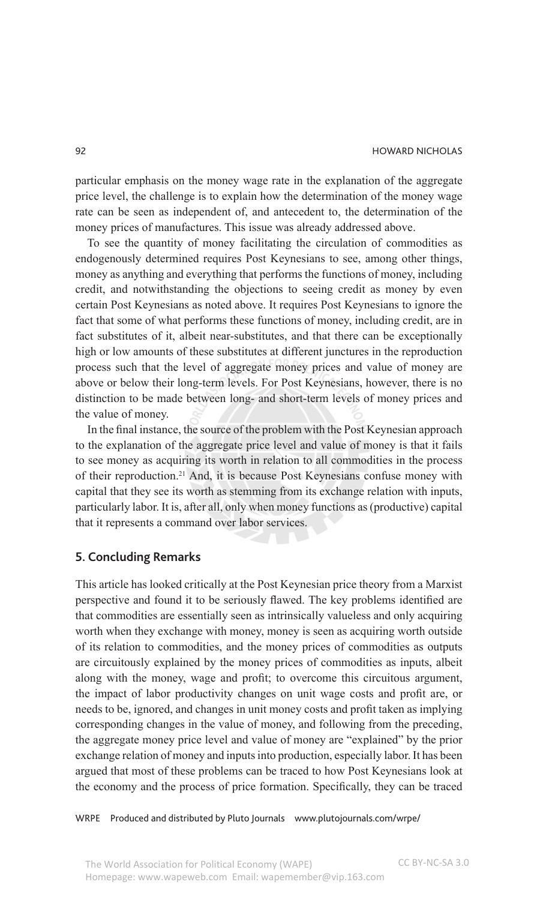particular emphasis on the money wage rate in the explanation of the aggregate price level, the challenge is to explain how the determination of the money wage rate can be seen as independent of, and antecedent to, the determination of the money prices of manufactures. This issue was already addressed above.

To see the quantity of money facilitating the circulation of commodities as endogenously determined requires Post Keynesians to see, among other things, money as anything and everything that performs the functions of money, including credit, and notwithstanding the objections to seeing credit as money by even certain Post Keynesians as noted above. It requires Post Keynesians to ignore the fact that some of what performs these functions of money, including credit, are in fact substitutes of it, albeit near-substitutes, and that there can be exceptionally high or low amounts of these substitutes at different junctures in the reproduction process such that the level of aggregate money prices and value of money are above or below their long-term levels. For Post Keynesians, however, there is no distinction to be made between long- and short-term levels of money prices and the value of money.

In the final instance, the source of the problem with the Post Keynesian approach to the explanation of the aggregate price level and value of money is that it fails to see money as acquiring its worth in relation to all commodities in the process of their reproduction.[21] And, it is because Post Keynesians confuse money with capital that they see its worth as stemming from its exchange relation with inputs, particularly labor. It is, after all, only when money functions as (productive) capital that it represents a command over labor services.

## 5. Concluding Remarks

This article has looked critically at the Post Keynesian price theory from a Marxist perspective and found it to be seriously flawed. The key problems identified are that commodities are essentially seen as intrinsically valueless and only acquiring worth when they exchange with money, money is seen as acquiring worth outside of its relation to commodities, and the money prices of commodities as outputs are circuitously explained by the money prices of commodities as inputs, albeit along with the money, wage and profit; to overcome this circuitous argument, the impact of labor productivity changes on unit wage costs and profit are, or needs to be, ignored, and changes in unit money costs and profit taken as implying corresponding changes in the value of money, and following from the preceding, the aggregate money price level and value of money are "explained" by the prior exchange relation of money and inputs into production, especially labor. It has been argued that most of these problems can be traced to how Post Keynesians look at the economy and the process of price formation. Specifically, they can be traced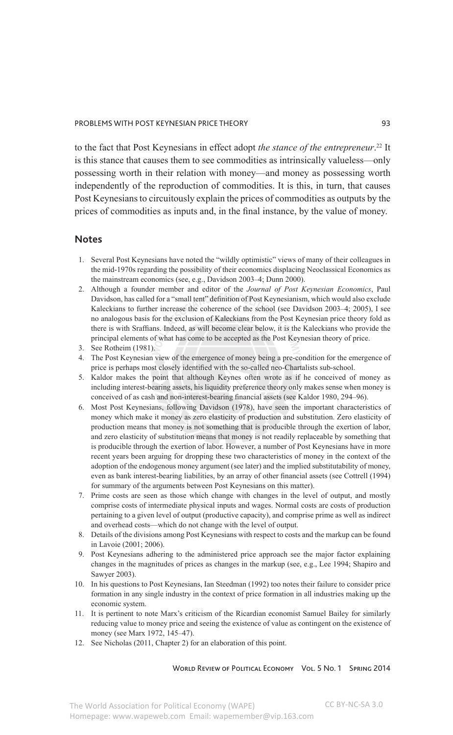to the fact that Post Keynesians in effect adopt *the stance of the entrepreneur*.[22] It is this stance that causes them to see commodities as intrinsically valueless—only possessing worth in their relation with money—and money as possessing worth independently of the reproduction of commodities. It is this, in turn, that causes Post Keynesians to circuitously explain the prices of commodities as outputs by the prices of commodities as inputs and, in the final instance, by the value of money.

## Notes

1. Several Post Keynesians have noted the "wildly optimistic" views of many of their colleagues in the mid-1970s regarding the possibility of their economics displacing Neoclassical Economics as the mainstream economics (see, e.g., Davidson 2003–4; Dunn 2000).
2. Although a founder member and editor of the *Journal of Post Keynesian Economics*, Paul Davidson, has called for a "small tent" definition of Post Keynesianism, which would also exclude Kaleckians to further increase the coherence of the school (see Davidson 2003–4; 2005), I see no analogous basis for the exclusion of Kaleckians from the Post Keynesian price theory fold as there is with Sraffians. Indeed, as will become clear below, it is the Kaleckians who provide the principal elements of what has come to be accepted as the Post Keynesian theory of price.
3. See Rotheim (1981).
4. The Post Keynesian view of the emergence of money being a pre-condition for the emergence of price is perhaps most closely identified with the so-called neo-Chartalists sub-school.
5. Kaldor makes the point that although Keynes often wrote as if he conceived of money as including interest-bearing assets, his liquidity preference theory only makes sense when money is conceived of as cash and non-interest-bearing financial assets (see Kaldor 1980, 294–96).
6. Most Post Keynesians, following Davidson (1978), have seen the important characteristics of money which make it money as zero elasticity of production and substitution. Zero elasticity of production means that money is not something that is producible through the exertion of labor, and zero elasticity of substitution means that money is not readily replaceable by something that is producible through the exertion of labor. However, a number of Post Keynesians have in more recent years been arguing for dropping these two characteristics of money in the context of the adoption of the endogenous money argument (see later) and the implied substitutability of money, even as bank interest-bearing liabilities, by an array of other financial assets (see Cottrell (1994) for summary of the arguments between Post Keynesians on this matter).
7. Prime costs are seen as those which change with changes in the level of output, and mostly comprise costs of intermediate physical inputs and wages. Normal costs are costs of production pertaining to a given level of output (productive capacity), and comprise prime as well as indirect and overhead costs—which do not change with the level of output.
8. Details of the divisions among Post Keynesians with respect to costs and the markup can be found in Lavoie (2001; 2006).
9. Post Keynesians adhering to the administered price approach see the major factor explaining changes in the magnitudes of prices as changes in the markup (see, e.g., Lee 1994; Shapiro and Sawyer 2003).
10. In his questions to Post Keynesians, Ian Steedman (1992) too notes their failure to consider price formation in any single industry in the context of price formation in all industries making up the economic system.
11. It is pertinent to note Marx's criticism of the Ricardian economist Samuel Bailey for similarly reducing value to money price and seeing the existence of value as contingent on the existence of money (see Marx 1972, 145–47).
12. See Nicholas (2011, Chapter 2) for an elaboration of this point.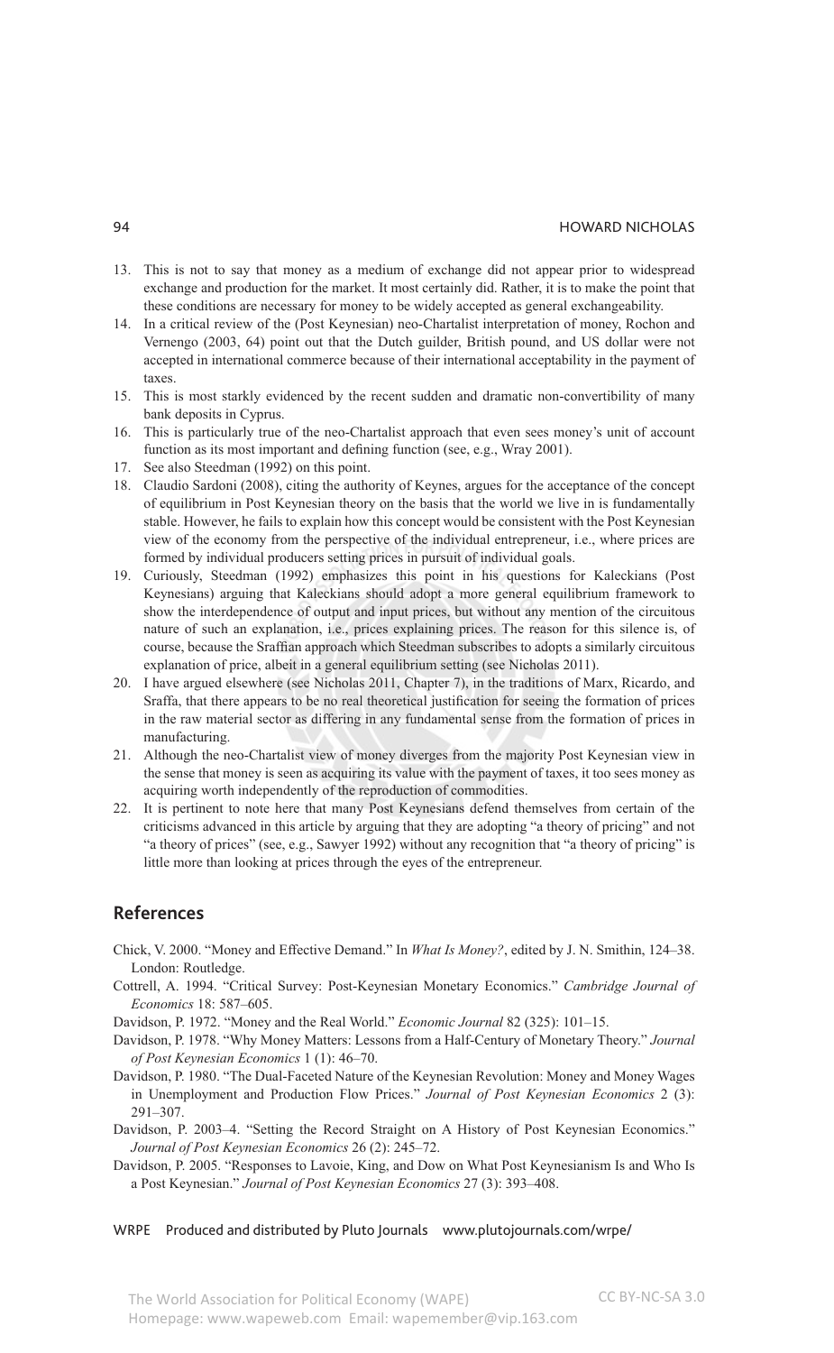13. This is not to say that money as a medium of exchange did not appear prior to widespread exchange and production for the market. It most certainly did. Rather, it is to make the point that these conditions are necessary for money to be widely accepted as general exchangeability.
14. In a critical review of the (Post Keynesian) neo-Chartalist interpretation of money, Rochon and Vernengo (2003, 64) point out that the Dutch guilder, British pound, and US dollar were not accepted in international commerce because of their international acceptability in the payment of taxes.
15. This is most starkly evidenced by the recent sudden and dramatic non-convertibility of many bank deposits in Cyprus.
16. This is particularly true of the neo-Chartalist approach that even sees money's unit of account function as its most important and defining function (see, e.g., Wray 2001).
17. See also Steedman (1992) on this point.
18. Claudio Sardoni (2008), citing the authority of Keynes, argues for the acceptance of the concept of equilibrium in Post Keynesian theory on the basis that the world we live in is fundamentally stable. However, he fails to explain how this concept would be consistent with the Post Keynesian view of the economy from the perspective of the individual entrepreneur, i.e., where prices are formed by individual producers setting prices in pursuit of individual goals.
19. Curiously, Steedman (1992) emphasizes this point in his questions for Kaleckians (Post Keynesians) arguing that Kaleckians should adopt a more general equilibrium framework to show the interdependence of output and input prices, but without any mention of the circuitous nature of such an explanation, i.e., prices explaining prices. The reason for this silence is, of course, because the Sraffian approach which Steedman subscribes to adopts a similarly circuitous explanation of price, albeit in a general equilibrium setting (see Nicholas 2011).
20. I have argued elsewhere (see Nicholas 2011, Chapter 7), in the traditions of Marx, Ricardo, and Sraffa, that there appears to be no real theoretical justification for seeing the formation of prices in the raw material sector as differing in any fundamental sense from the formation of prices in manufacturing.
21. Although the neo-Chartalist view of money diverges from the majority Post Keynesian view in the sense that money is seen as acquiring its value with the payment of taxes, it too sees money as acquiring worth independently of the reproduction of commodities.
22. It is pertinent to note here that many Post Keynesians defend themselves from certain of the criticisms advanced in this article by arguing that they are adopting "a theory of pricing" and not "a theory of prices" (see, e.g., Sawyer 1992) without any recognition that "a theory of pricing" is little more than looking at prices through the eyes of the entrepreneur.

## References

Chick, V. 2000. "Money and Effective Demand." In *What Is Money?*, edited by J. N. Smithin, 124–38. London: Routledge.

Cottrell, A. 1994. "Critical Survey: Post-Keynesian Monetary Economics." *Cambridge Journal of Economics* 18: 587–605.

Davidson, P. 1972. "Money and the Real World." *Economic Journal* 82 (325): 101–15.

Davidson, P. 1978. "Why Money Matters: Lessons from a Half-Century of Monetary Theory." *Journal of Post Keynesian Economics* 1 (1): 46–70.

Davidson, P. 1980. "The Dual-Faceted Nature of the Keynesian Revolution: Money and Money Wages in Unemployment and Production Flow Prices." *Journal of Post Keynesian Economics* 2 (3): 291–307.

Davidson, P. 2003–4. "Setting the Record Straight on A History of Post Keynesian Economics." *Journal of Post Keynesian Economics* 26 (2): 245–72.

Davidson, P. 2005. "Responses to Lavoie, King, and Dow on What Post Keynesianism Is and Who Is a Post Keynesian." *Journal of Post Keynesian Economics* 27 (3): 393–408.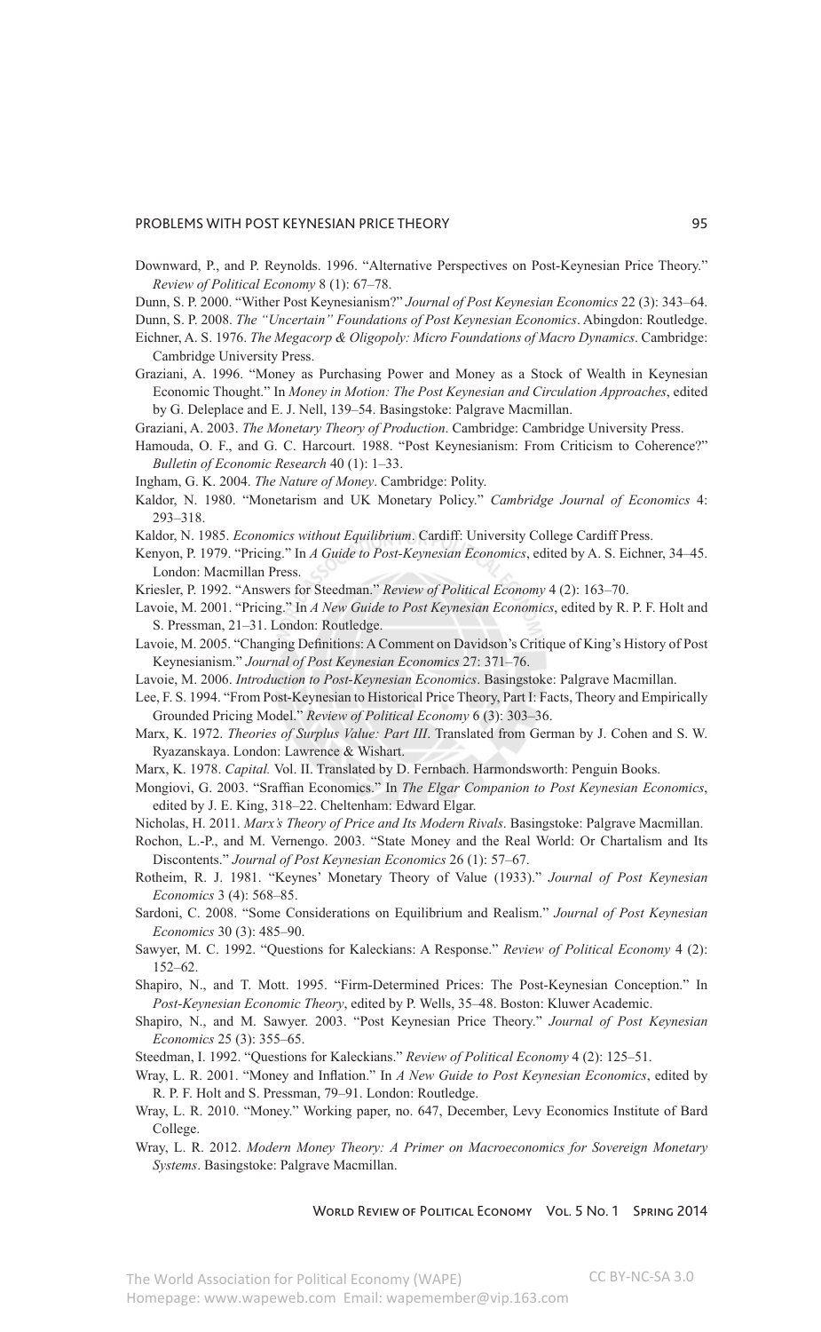Downward, P., and P. Reynolds. 1996. "Alternative Perspectives on Post-Keynesian Price Theory." *Review of Political Economy* 8 (1): 67–78.

Dunn, S. P. 2000. "Wither Post Keynesianism?" *Journal of Post Keynesian Economics* 22 (3): 343–64.

Dunn, S. P. 2008. *The "Uncertain" Foundations of Post Keynesian Economics*. Abingdon: Routledge.

Eichner, A. S. 1976. *The Megacorp & Oligopoly: Micro Foundations of Macro Dynamics*. Cambridge: Cambridge University Press.

Graziani, A. 1996. "Money as Purchasing Power and Money as a Stock of Wealth in Keynesian Economic Thought." In *Money in Motion: The Post Keynesian and Circulation Approaches*, edited by G. Deleplace and E. J. Nell, 139–54. Basingstoke: Palgrave Macmillan.

Graziani, A. 2003. *The Monetary Theory of Production*. Cambridge: Cambridge University Press.

Hamouda, O. F., and G. C. Harcourt. 1988. "Post Keynesianism: From Criticism to Coherence?" *Bulletin of Economic Research* 40 (1): 1–33.

Ingham, G. K. 2004. *The Nature of Money*. Cambridge: Polity.

Kaldor, N. 1980. "Monetarism and UK Monetary Policy." *Cambridge Journal of Economics* 4: 293–318.

Kaldor, N. 1985. *Economics without Equilibrium*. Cardiff: University College Cardiff Press.

Kenyon, P. 1979. "Pricing." In *A Guide to Post-Keynesian Economics*, edited by A. S. Eichner, 34–45. London: Macmillan Press.

Kriesler, P. 1992. "Answers for Steedman." *Review of Political Economy* 4 (2): 163–70.

Lavoie, M. 2001. "Pricing." In *A New Guide to Post Keynesian Economics*, edited by R. P. F. Holt and S. Pressman, 21–31. London: Routledge.

Lavoie, M. 2005. "Changing Definitions: A Comment on Davidson's Critique of King's History of Post Keynesianism." *Journal of Post Keynesian Economics* 27: 371–76.

Lavoie, M. 2006. *Introduction to Post-Keynesian Economics*. Basingstoke: Palgrave Macmillan.

Lee, F. S. 1994. "From Post-Keynesian to Historical Price Theory, Part I: Facts, Theory and Empirically Grounded Pricing Model." *Review of Political Economy* 6 (3): 303–36.

Marx, K. 1972. *Theories of Surplus Value: Part III*. Translated from German by J. Cohen and S. W. Ryazanskaya. London: Lawrence & Wishart.

Marx, K. 1978. *Capital.* Vol. II. Translated by D. Fernbach. Harmondsworth: Penguin Books.

Mongiovi, G. 2003. "Sraffian Economics." In *The Elgar Companion to Post Keynesian Economics*, edited by J. E. King, 318–22. Cheltenham: Edward Elgar.

Nicholas, H. 2011. *Marx's Theory of Price and Its Modern Rivals*. Basingstoke: Palgrave Macmillan.

Rochon, L.-P., and M. Vernengo. 2003. "State Money and the Real World: Or Chartalism and Its Discontents." *Journal of Post Keynesian Economics* 26 (1): 57–67.

Rotheim, R. J. 1981. "Keynes' Monetary Theory of Value (1933)." *Journal of Post Keynesian Economics* 3 (4): 568–85.

Sardoni, C. 2008. "Some Considerations on Equilibrium and Realism." *Journal of Post Keynesian Economics* 30 (3): 485–90.

Sawyer, M. C. 1992. "Questions for Kaleckians: A Response." *Review of Political Economy* 4 (2): 152–62.

Shapiro, N., and T. Mott. 1995. "Firm-Determined Prices: The Post-Keynesian Conception." In *Post-Keynesian Economic Theory*, edited by P. Wells, 35–48. Boston: Kluwer Academic.

Shapiro, N., and M. Sawyer. 2003. "Post Keynesian Price Theory." *Journal of Post Keynesian Economics* 25 (3): 355–65.

Steedman, I. 1992. "Questions for Kaleckians." *Review of Political Economy* 4 (2): 125–51.

Wray, L. R. 2001. "Money and Inflation." In *A New Guide to Post Keynesian Economics*, edited by R. P. F. Holt and S. Pressman, 79–91. London: Routledge.

Wray, L. R. 2010. "Money." Working paper, no. 647, December, Levy Economics Institute of Bard College.

Wray, L. R. 2012. *Modern Money Theory: A Primer on Macroeconomics for Sovereign Monetary Systems*. Basingstoke: Palgrave Macmillan.